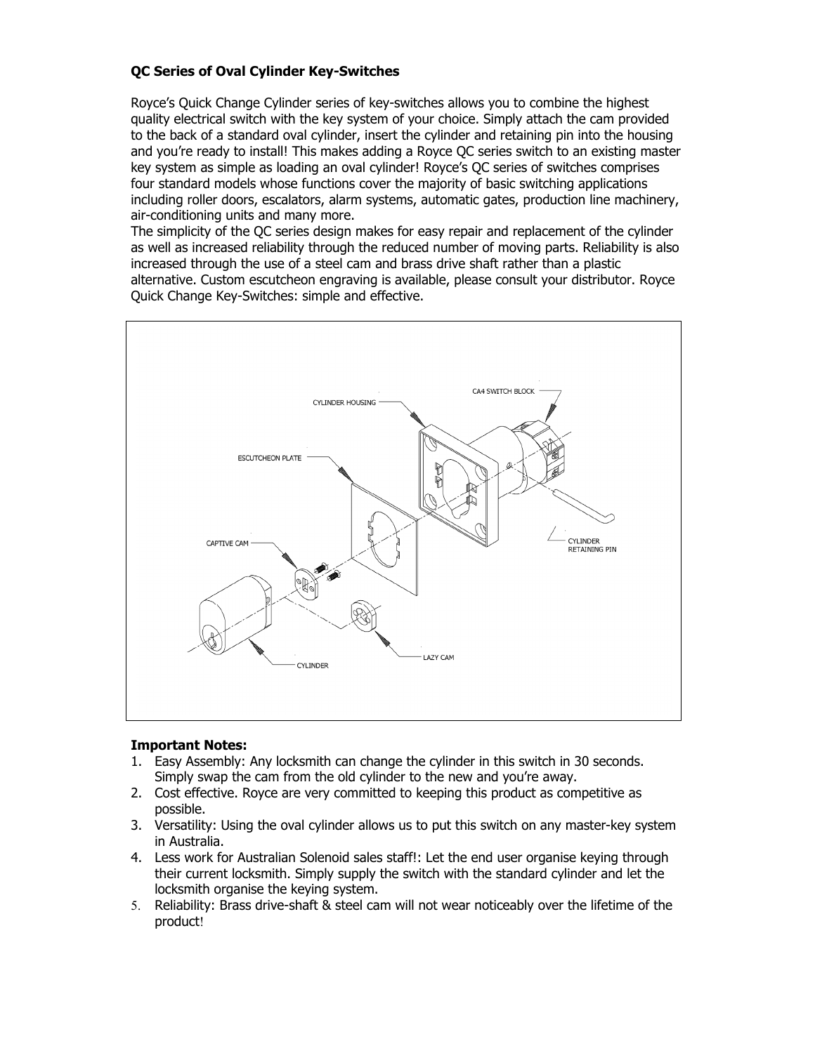**QC Series of Oval Cylinder Key-Switches**

Royce's Quick Change Cylinder series of key-switches allows you to combine the highest quality electrical switch with the key system of your choice. Simply attach the cam provided to the back of a standard oval cylinder, insert the cylinder and retaining pin into the housing and you're ready to install! This makes adding a Royce QC series switch to an existing master key system as simple as loading an oval cylinder! Royce's QC series of switches comprises four standard models whose functions cover the majority of basic switching applications including roller doors, escalators, alarm systems, automatic gates, production line machinery, air-conditioning units and many more.
The simplicity of the QC series design makes for easy repair and replacement of the cylinder as well as increased reliability through the reduced number of moving parts. Reliability is also increased through the use of a steel cam and brass drive shaft rather than a plastic alternative. Custom escutcheon engraving is available, please consult your distributor. Royce Quick Change Key-Switches: simple and effective.

CA4 SWITCH BLOCK
CYLINDER HOUSING
ESCUTCHEON PLATE
CAPTIVE CAM
CYLINDER RETAINING PIN
LAZY CAM
CYLINDER

**Important Notes:**

1. Easy Assembly: Any locksmith can change the cylinder in this switch in 30 seconds. Simply swap the cam from the old cylinder to the new and you're away.
2. Cost effective. Royce are very committed to keeping this product as competitive as possible.
3. Versatility: Using the oval cylinder allows us to put this switch on any master-key system in Australia.
4. Less work for Australian Solenoid sales staff!: Let the end user organise keying through their current locksmith. Simply supply the switch with the standard cylinder and let the locksmith organise the keying system.
5. Reliability: Brass drive-shaft & steel cam will not wear noticeably over the lifetime of the product!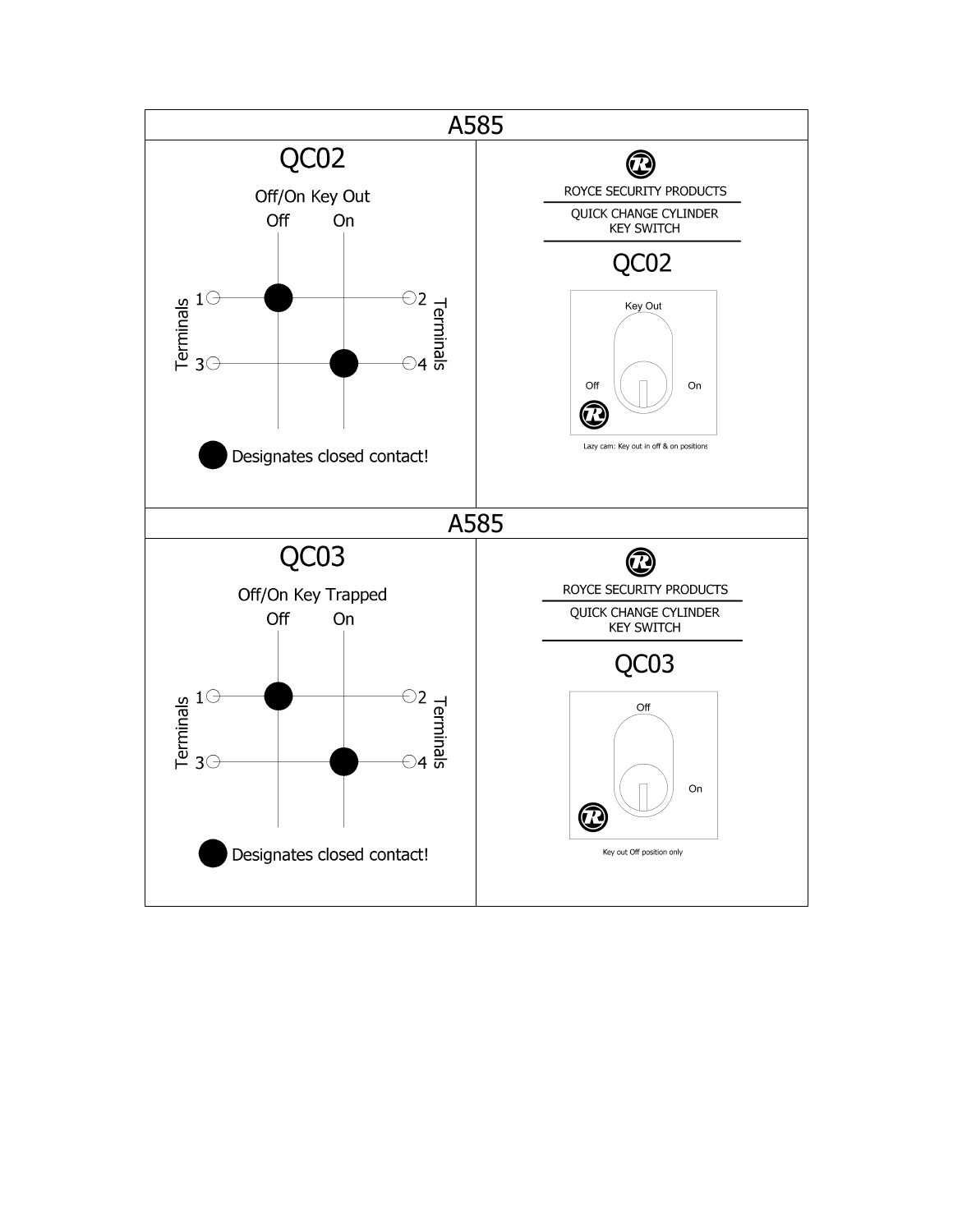# A585

## QC02

Off/On Key Out

Off On

Terminals 1 2 Terminals

3 4

Designates closed contact!

ROYCE SECURITY PRODUCTS

QUICK CHANGE CYLINDER
KEY SWITCH

## QC02

Key Out

Off On

Lazy cam: Key out in off & on positions

# A585

## QC03

Off/On Key Trapped

Off On

Terminals 1 2 Terminals

3 4

Designates closed contact!

ROYCE SECURITY PRODUCTS

QUICK CHANGE CYLINDER
KEY SWITCH

## QC03

Off

On

Key out Off position only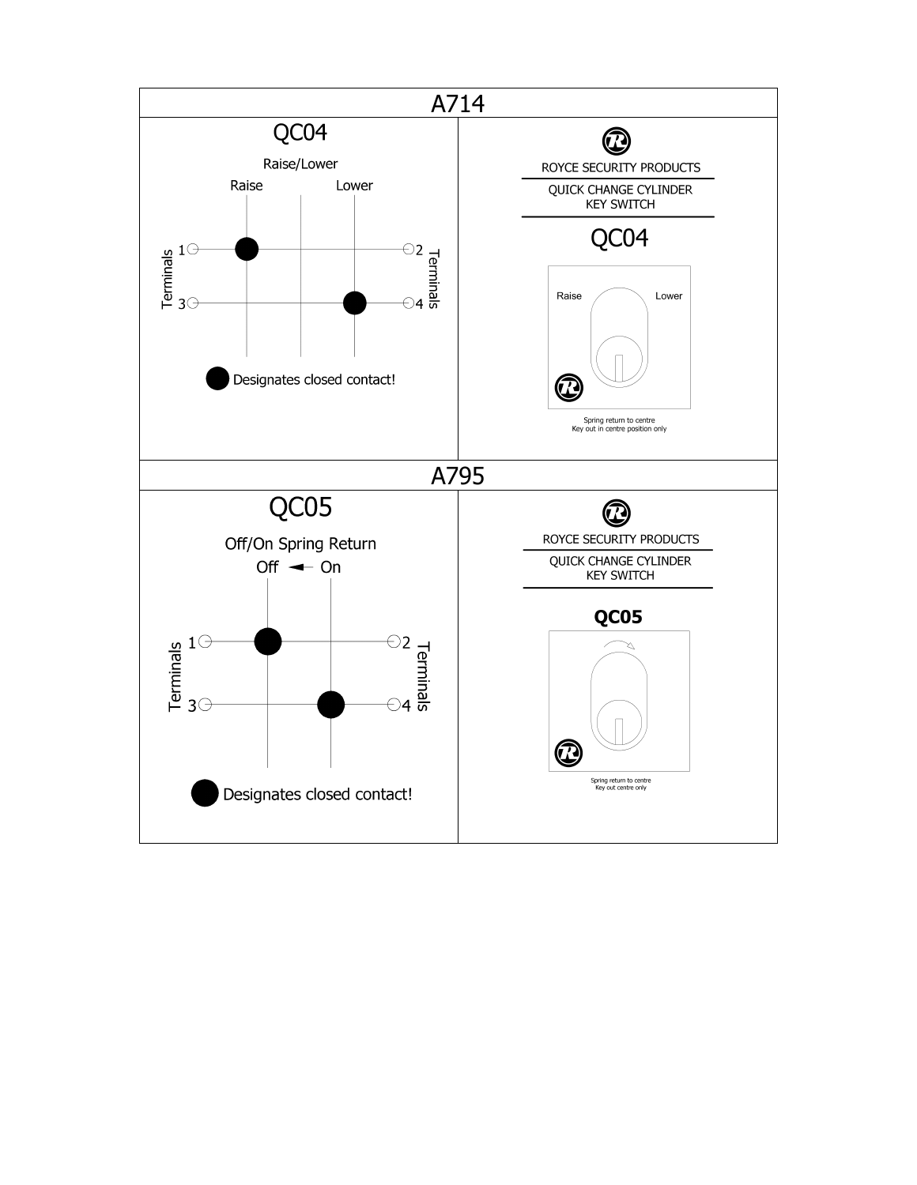# A714

## QC04

Raise/Lower

Raise Lower

Terminals 1 2 Terminals

3 4

Designates closed contact!

ROYCE SECURITY PRODUCTS

QUICK CHANGE CYLINDER KEY SWITCH

QC04

Raise Lower

Spring return to centre
Key out in centre position only

# A795

## QC05

Off/On Spring Return

Off ◄— On

Terminals 1 2 Terminals

3 4

Designates closed contact!

ROYCE SECURITY PRODUCTS

QUICK CHANGE CYLINDER KEY SWITCH

**QC05**

Spring return to centre
Key out centre only